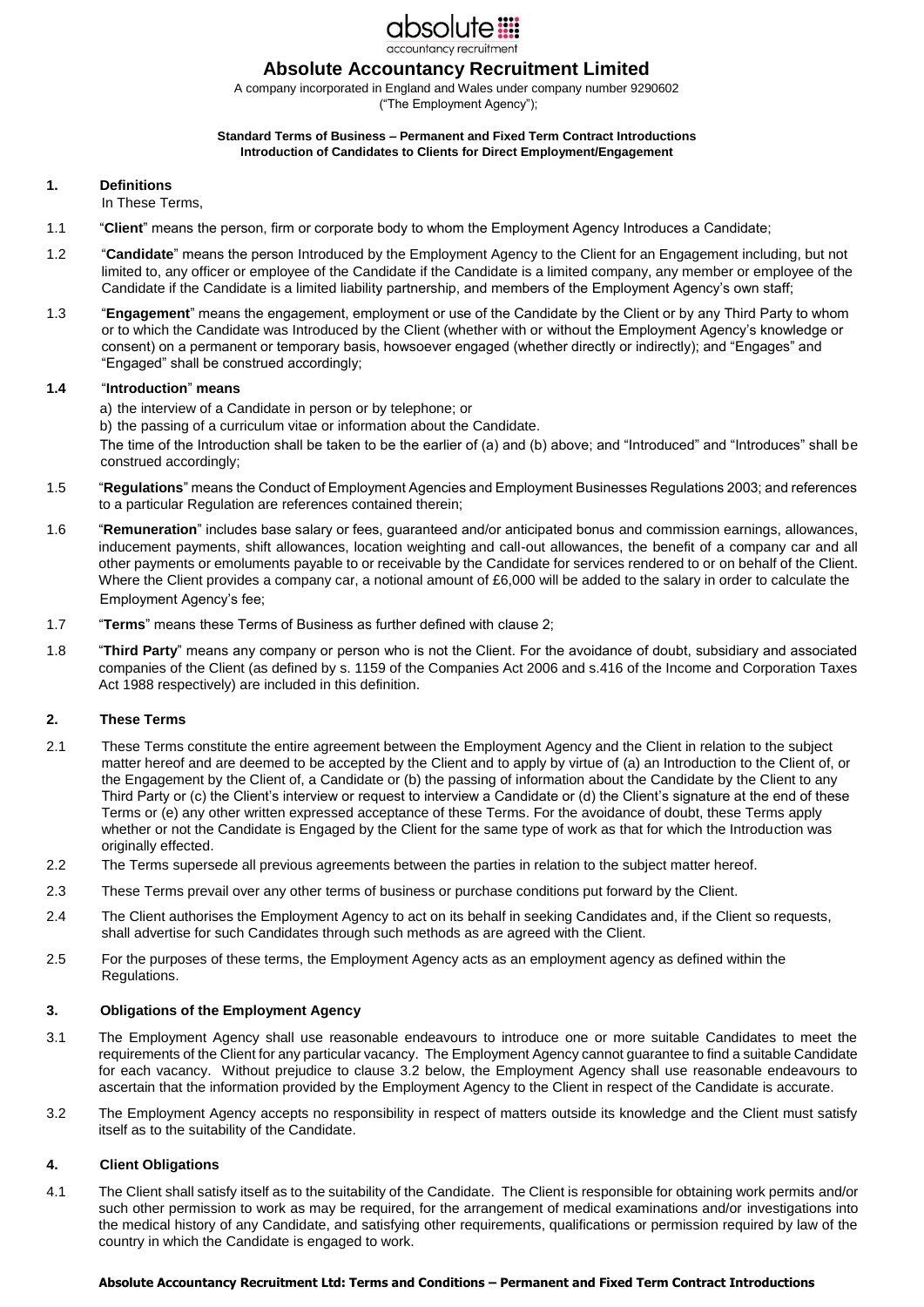# Absolute Accountancy Recruitment Limited

A company incorporated in England and Wales under company number 9290602
("The Employment Agency");

**Standard Terms of Business – Permanent and Fixed Term Contract Introductions**
**Introduction of Candidates to Clients for Direct Employment/Engagement**

## 1. Definitions

In These Terms,

1.1 "**Client**" means the person, firm or corporate body to whom the Employment Agency Introduces a Candidate;

1.2 "**Candidate**" means the person Introduced by the Employment Agency to the Client for an Engagement including, but not limited to, any officer or employee of the Candidate if the Candidate is a limited company, any member or employee of the Candidate if the Candidate is a limited liability partnership, and members of the Employment Agency's own staff;

1.3 "**Engagement**" means the engagement, employment or use of the Candidate by the Client or by any Third Party to whom or to which the Candidate was Introduced by the Client (whether with or without the Employment Agency's knowledge or consent) on a permanent or temporary basis, howsoever engaged (whether directly or indirectly); and "Engages" and "Engaged" shall be construed accordingly;

**1.4** "**Introduction**" **means**

a) the interview of a Candidate in person or by telephone; or

b) the passing of a curriculum vitae or information about the Candidate.

The time of the Introduction shall be taken to be the earlier of (a) and (b) above; and "Introduced" and "Introduces" shall be construed accordingly;

1.5 "**Regulations**" means the Conduct of Employment Agencies and Employment Businesses Regulations 2003; and references to a particular Regulation are references contained therein;

1.6 "**Remuneration**" includes base salary or fees, guaranteed and/or anticipated bonus and commission earnings, allowances, inducement payments, shift allowances, location weighting and call-out allowances, the benefit of a company car and all other payments or emoluments payable to or receivable by the Candidate for services rendered to or on behalf of the Client. Where the Client provides a company car, a notional amount of £6,000 will be added to the salary in order to calculate the Employment Agency's fee;

1.7 "**Terms**" means these Terms of Business as further defined with clause 2;

1.8 "**Third Party**" means any company or person who is not the Client. For the avoidance of doubt, subsidiary and associated companies of the Client (as defined by s. 1159 of the Companies Act 2006 and s.416 of the Income and Corporation Taxes Act 1988 respectively) are included in this definition.

## 2. These Terms

2.1 These Terms constitute the entire agreement between the Employment Agency and the Client in relation to the subject matter hereof and are deemed to be accepted by the Client and to apply by virtue of (a) an Introduction to the Client of, or the Engagement by the Client of, a Candidate or (b) the passing of information about the Candidate by the Client to any Third Party or (c) the Client's interview or request to interview a Candidate or (d) the Client's signature at the end of these Terms or (e) any other written expressed acceptance of these Terms. For the avoidance of doubt, these Terms apply whether or not the Candidate is Engaged by the Client for the same type of work as that for which the Introduction was originally effected.

2.2 The Terms supersede all previous agreements between the parties in relation to the subject matter hereof.

2.3 These Terms prevail over any other terms of business or purchase conditions put forward by the Client.

2.4 The Client authorises the Employment Agency to act on its behalf in seeking Candidates and, if the Client so requests, shall advertise for such Candidates through such methods as are agreed with the Client.

2.5 For the purposes of these terms, the Employment Agency acts as an employment agency as defined within the Regulations.

## 3. Obligations of the Employment Agency

3.1 The Employment Agency shall use reasonable endeavours to introduce one or more suitable Candidates to meet the requirements of the Client for any particular vacancy. The Employment Agency cannot guarantee to find a suitable Candidate for each vacancy. Without prejudice to clause 3.2 below, the Employment Agency shall use reasonable endeavours to ascertain that the information provided by the Employment Agency to the Client in respect of the Candidate is accurate.

3.2 The Employment Agency accepts no responsibility in respect of matters outside its knowledge and the Client must satisfy itself as to the suitability of the Candidate.

## 4. Client Obligations

4.1 The Client shall satisfy itself as to the suitability of the Candidate. The Client is responsible for obtaining work permits and/or such other permission to work as may be required, for the arrangement of medical examinations and/or investigations into the medical history of any Candidate, and satisfying other requirements, qualifications or permission required by law of the country in which the Candidate is engaged to work.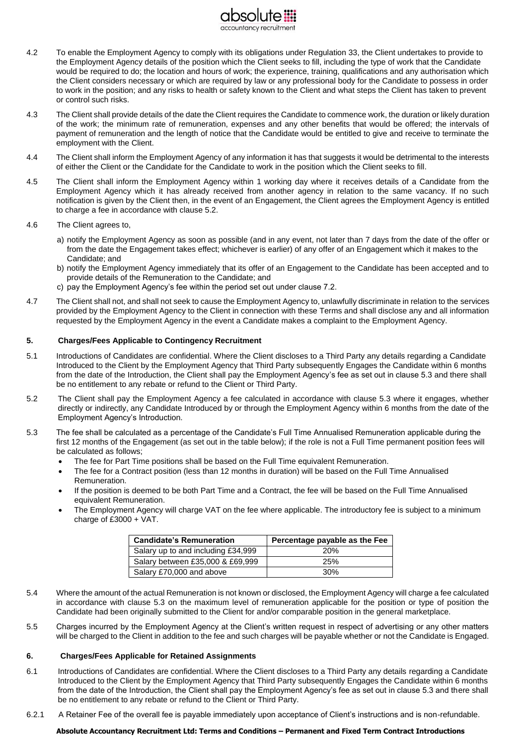4.2 To enable the Employment Agency to comply with its obligations under Regulation 33, the Client undertakes to provide to the Employment Agency details of the position which the Client seeks to fill, including the type of work that the Candidate would be required to do; the location and hours of work; the experience, training, qualifications and any authorisation which the Client considers necessary or which are required by law or any professional body for the Candidate to possess in order to work in the position; and any risks to health or safety known to the Client and what steps the Client has taken to prevent or control such risks.

4.3 The Client shall provide details of the date the Client requires the Candidate to commence work, the duration or likely duration of the work; the minimum rate of remuneration, expenses and any other benefits that would be offered; the intervals of payment of remuneration and the length of notice that the Candidate would be entitled to give and receive to terminate the employment with the Client.

4.4 The Client shall inform the Employment Agency of any information it has that suggests it would be detrimental to the interests of either the Client or the Candidate for the Candidate to work in the position which the Client seeks to fill.

4.5 The Client shall inform the Employment Agency within 1 working day where it receives details of a Candidate from the Employment Agency which it has already received from another agency in relation to the same vacancy. If no such notification is given by the Client then, in the event of an Engagement, the Client agrees the Employment Agency is entitled to charge a fee in accordance with clause 5.2.

4.6 The Client agrees to,

a) notify the Employment Agency as soon as possible (and in any event, not later than 7 days from the date of the offer or from the date the Engagement takes effect; whichever is earlier) of any offer of an Engagement which it makes to the Candidate; and
b) notify the Employment Agency immediately that its offer of an Engagement to the Candidate has been accepted and to provide details of the Remuneration to the Candidate; and
c) pay the Employment Agency's fee within the period set out under clause 7.2.

4.7 The Client shall not, and shall not seek to cause the Employment Agency to, unlawfully discriminate in relation to the services provided by the Employment Agency to the Client in connection with these Terms and shall disclose any and all information requested by the Employment Agency in the event a Candidate makes a complaint to the Employment Agency.

## 5. Charges/Fees Applicable to Contingency Recruitment

5.1 Introductions of Candidates are confidential. Where the Client discloses to a Third Party any details regarding a Candidate Introduced to the Client by the Employment Agency that Third Party subsequently Engages the Candidate within 6 months from the date of the Introduction, the Client shall pay the Employment Agency's fee as set out in clause 5.3 and there shall be no entitlement to any rebate or refund to the Client or Third Party.

5.2 The Client shall pay the Employment Agency a fee calculated in accordance with clause 5.3 where it engages, whether directly or indirectly, any Candidate Introduced by or through the Employment Agency within 6 months from the date of the Employment Agency's Introduction.

5.3 The fee shall be calculated as a percentage of the Candidate's Full Time Annualised Remuneration applicable during the first 12 months of the Engagement (as set out in the table below); if the role is not a Full Time permanent position fees will be calculated as follows;

- The fee for Part Time positions shall be based on the Full Time equivalent Remuneration.
- The fee for a Contract position (less than 12 months in duration) will be based on the Full Time Annualised Remuneration.
- If the position is deemed to be both Part Time and a Contract, the fee will be based on the Full Time Annualised equivalent Remuneration.
- The Employment Agency will charge VAT on the fee where applicable. The introductory fee is subject to a minimum charge of £3000 + VAT.

| Candidate's Remuneration | Percentage payable as the Fee |
|---|---|
| Salary up to and including £34,999 | 20% |
| Salary between £35,000 & £69,999 | 25% |
| Salary £70,000 and above | 30% |

5.4 Where the amount of the actual Remuneration is not known or disclosed, the Employment Agency will charge a fee calculated in accordance with clause 5.3 on the maximum level of remuneration applicable for the position or type of position the Candidate had been originally submitted to the Client for and/or comparable position in the general marketplace.

5.5 Charges incurred by the Employment Agency at the Client's written request in respect of advertising or any other matters will be charged to the Client in addition to the fee and such charges will be payable whether or not the Candidate is Engaged.

## 6. Charges/Fees Applicable for Retained Assignments

6.1 Introductions of Candidates are confidential. Where the Client discloses to a Third Party any details regarding a Candidate Introduced to the Client by the Employment Agency that Third Party subsequently Engages the Candidate within 6 months from the date of the Introduction, the Client shall pay the Employment Agency's fee as set out in clause 5.3 and there shall be no entitlement to any rebate or refund to the Client or Third Party.

6.2.1 A Retainer Fee of the overall fee is payable immediately upon acceptance of Client's instructions and is non-refundable.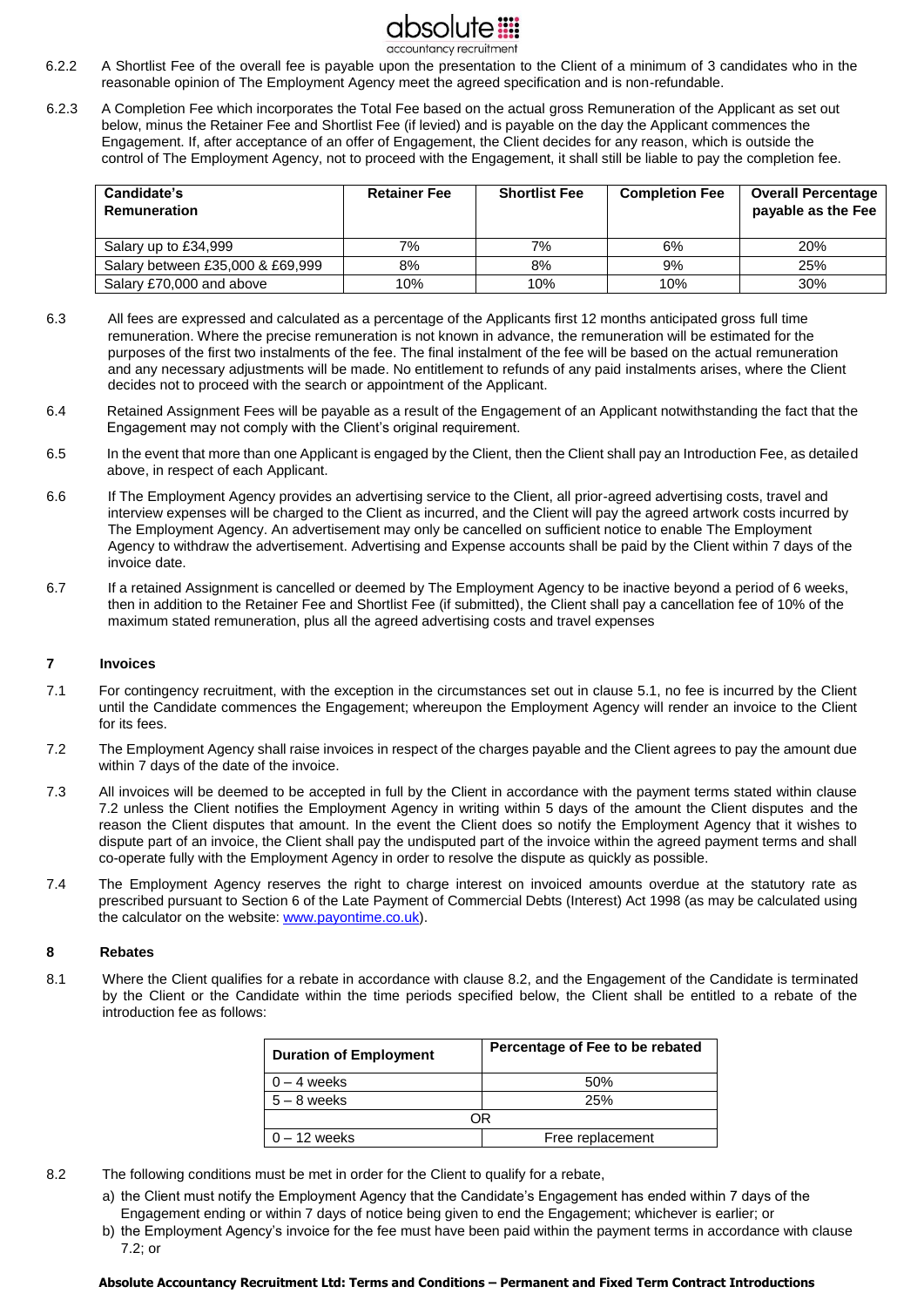6.2.2 A Shortlist Fee of the overall fee is payable upon the presentation to the Client of a minimum of 3 candidates who in the reasonable opinion of The Employment Agency meet the agreed specification and is non-refundable.

6.2.3 A Completion Fee which incorporates the Total Fee based on the actual gross Remuneration of the Applicant as set out below, minus the Retainer Fee and Shortlist Fee (if levied) and is payable on the day the Applicant commences the Engagement. If, after acceptance of an offer of Engagement, the Client decides for any reason, which is outside the control of The Employment Agency, not to proceed with the Engagement, it shall still be liable to pay the completion fee.

| Candidate's Remuneration | Retainer Fee | Shortlist Fee | Completion Fee | Overall Percentage payable as the Fee |
|---|---|---|---|---|
| Salary up to £34,999 | 7% | 7% | 6% | 20% |
| Salary between £35,000 & £69,999 | 8% | 8% | 9% | 25% |
| Salary £70,000 and above | 10% | 10% | 10% | 30% |

6.3 All fees are expressed and calculated as a percentage of the Applicants first 12 months anticipated gross full time remuneration. Where the precise remuneration is not known in advance, the remuneration will be estimated for the purposes of the first two instalments of the fee. The final instalment of the fee will be based on the actual remuneration and any necessary adjustments will be made. No entitlement to refunds of any paid instalments arises, where the Client decides not to proceed with the search or appointment of the Applicant.

6.4 Retained Assignment Fees will be payable as a result of the Engagement of an Applicant notwithstanding the fact that the Engagement may not comply with the Client's original requirement.

6.5 In the event that more than one Applicant is engaged by the Client, then the Client shall pay an Introduction Fee, as detailed above, in respect of each Applicant.

6.6 If The Employment Agency provides an advertising service to the Client, all prior-agreed advertising costs, travel and interview expenses will be charged to the Client as incurred, and the Client will pay the agreed artwork costs incurred by The Employment Agency. An advertisement may only be cancelled on sufficient notice to enable The Employment Agency to withdraw the advertisement. Advertising and Expense accounts shall be paid by the Client within 7 days of the invoice date.

6.7 If a retained Assignment is cancelled or deemed by The Employment Agency to be inactive beyond a period of 6 weeks, then in addition to the Retainer Fee and Shortlist Fee (if submitted), the Client shall pay a cancellation fee of 10% of the maximum stated remuneration, plus all the agreed advertising costs and travel expenses

## 7 Invoices

7.1 For contingency recruitment, with the exception in the circumstances set out in clause 5.1, no fee is incurred by the Client until the Candidate commences the Engagement; whereupon the Employment Agency will render an invoice to the Client for its fees.

7.2 The Employment Agency shall raise invoices in respect of the charges payable and the Client agrees to pay the amount due within 7 days of the date of the invoice.

7.3 All invoices will be deemed to be accepted in full by the Client in accordance with the payment terms stated within clause 7.2 unless the Client notifies the Employment Agency in writing within 5 days of the amount the Client disputes and the reason the Client disputes that amount. In the event the Client does so notify the Employment Agency that it wishes to dispute part of an invoice, the Client shall pay the undisputed part of the invoice within the agreed payment terms and shall co-operate fully with the Employment Agency in order to resolve the dispute as quickly as possible.

7.4 The Employment Agency reserves the right to charge interest on invoiced amounts overdue at the statutory rate as prescribed pursuant to Section 6 of the Late Payment of Commercial Debts (Interest) Act 1998 (as may be calculated using the calculator on the website: www.payontime.co.uk).

## 8 Rebates

8.1 Where the Client qualifies for a rebate in accordance with clause 8.2, and the Engagement of the Candidate is terminated by the Client or the Candidate within the time periods specified below, the Client shall be entitled to a rebate of the introduction fee as follows:

| Duration of Employment | Percentage of Fee to be rebated |
|---|---|
| 0 – 4 weeks | 50% |
| 5 – 8 weeks | 25% |
| OR | |
| 0 – 12 weeks | Free replacement |

8.2 The following conditions must be met in order for the Client to qualify for a rebate,

a) the Client must notify the Employment Agency that the Candidate's Engagement has ended within 7 days of the Engagement ending or within 7 days of notice being given to end the Engagement; whichever is earlier; or

b) the Employment Agency's invoice for the fee must have been paid within the payment terms in accordance with clause 7.2; or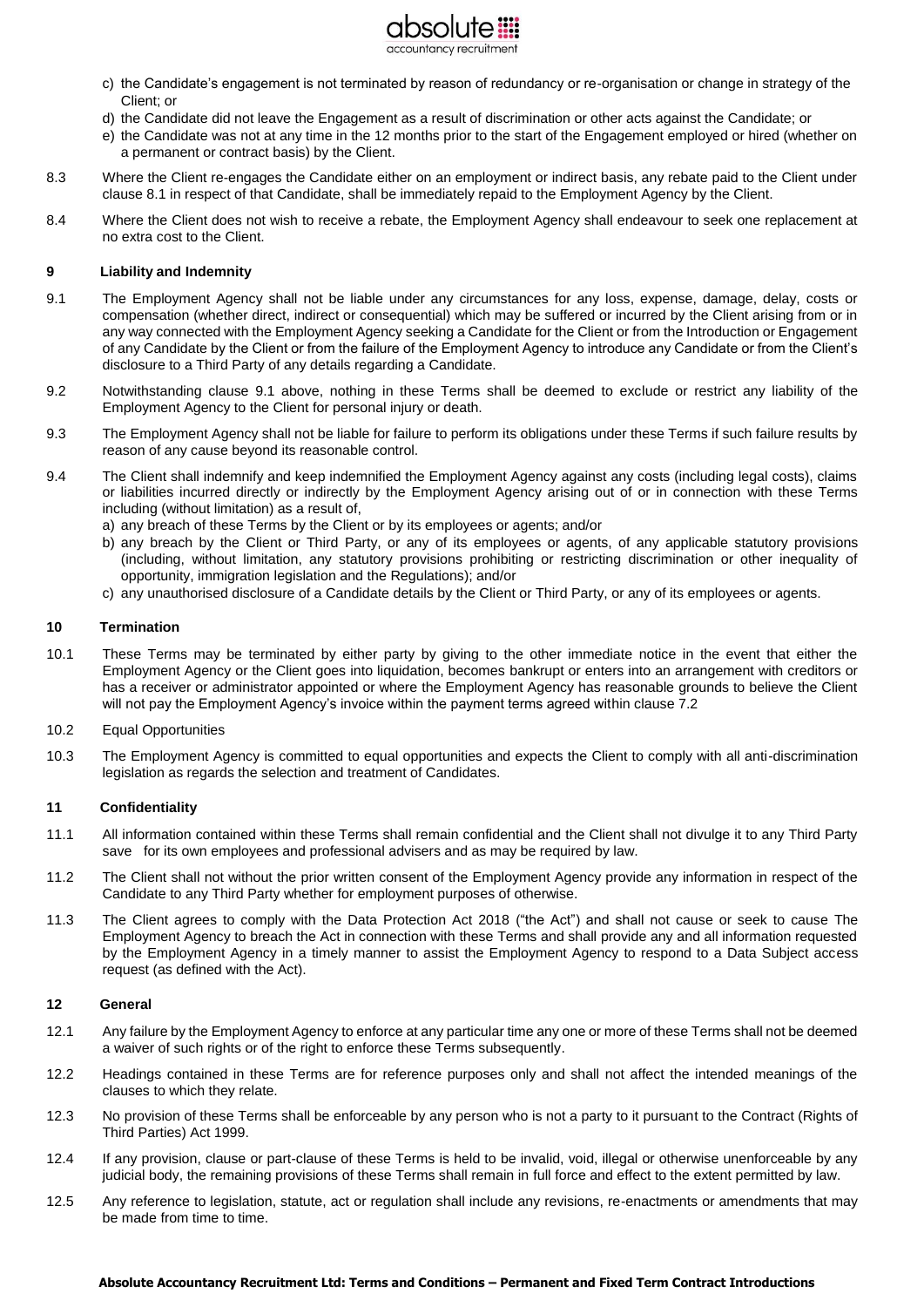c) the Candidate's engagement is not terminated by reason of redundancy or re-organisation or change in strategy of the Client; or

d) the Candidate did not leave the Engagement as a result of discrimination or other acts against the Candidate; or

e) the Candidate was not at any time in the 12 months prior to the start of the Engagement employed or hired (whether on a permanent or contract basis) by the Client.

8.3 Where the Client re-engages the Candidate either on an employment or indirect basis, any rebate paid to the Client under clause 8.1 in respect of that Candidate, shall be immediately repaid to the Employment Agency by the Client.

8.4 Where the Client does not wish to receive a rebate, the Employment Agency shall endeavour to seek one replacement at no extra cost to the Client.

### 9 Liability and Indemnity

9.1 The Employment Agency shall not be liable under any circumstances for any loss, expense, damage, delay, costs or compensation (whether direct, indirect or consequential) which may be suffered or incurred by the Client arising from or in any way connected with the Employment Agency seeking a Candidate for the Client or from the Introduction or Engagement of any Candidate by the Client or from the failure of the Employment Agency to introduce any Candidate or from the Client's disclosure to a Third Party of any details regarding a Candidate.

9.2 Notwithstanding clause 9.1 above, nothing in these Terms shall be deemed to exclude or restrict any liability of the Employment Agency to the Client for personal injury or death.

9.3 The Employment Agency shall not be liable for failure to perform its obligations under these Terms if such failure results by reason of any cause beyond its reasonable control.

9.4 The Client shall indemnify and keep indemnified the Employment Agency against any costs (including legal costs), claims or liabilities incurred directly or indirectly by the Employment Agency arising out of or in connection with these Terms including (without limitation) as a result of,

a) any breach of these Terms by the Client or by its employees or agents; and/or

b) any breach by the Client or Third Party, or any of its employees or agents, of any applicable statutory provisions (including, without limitation, any statutory provisions prohibiting or restricting discrimination or other inequality of opportunity, immigration legislation and the Regulations); and/or

c) any unauthorised disclosure of a Candidate details by the Client or Third Party, or any of its employees or agents.

### 10 Termination

10.1 These Terms may be terminated by either party by giving to the other immediate notice in the event that either the Employment Agency or the Client goes into liquidation, becomes bankrupt or enters into an arrangement with creditors or has a receiver or administrator appointed or where the Employment Agency has reasonable grounds to believe the Client will not pay the Employment Agency's invoice within the payment terms agreed within clause 7.2

10.2 Equal Opportunities

10.3 The Employment Agency is committed to equal opportunities and expects the Client to comply with all anti-discrimination legislation as regards the selection and treatment of Candidates.

### 11 Confidentiality

11.1 All information contained within these Terms shall remain confidential and the Client shall not divulge it to any Third Party save for its own employees and professional advisers and as may be required by law.

11.2 The Client shall not without the prior written consent of the Employment Agency provide any information in respect of the Candidate to any Third Party whether for employment purposes of otherwise.

11.3 The Client agrees to comply with the Data Protection Act 2018 ("the Act") and shall not cause or seek to cause The Employment Agency to breach the Act in connection with these Terms and shall provide any and all information requested by the Employment Agency in a timely manner to assist the Employment Agency to respond to a Data Subject access request (as defined with the Act).

### 12 General

12.1 Any failure by the Employment Agency to enforce at any particular time any one or more of these Terms shall not be deemed a waiver of such rights or of the right to enforce these Terms subsequently.

12.2 Headings contained in these Terms are for reference purposes only and shall not affect the intended meanings of the clauses to which they relate.

12.3 No provision of these Terms shall be enforceable by any person who is not a party to it pursuant to the Contract (Rights of Third Parties) Act 1999.

12.4 If any provision, clause or part-clause of these Terms is held to be invalid, void, illegal or otherwise unenforceable by any judicial body, the remaining provisions of these Terms shall remain in full force and effect to the extent permitted by law.

12.5 Any reference to legislation, statute, act or regulation shall include any revisions, re-enactments or amendments that may be made from time to time.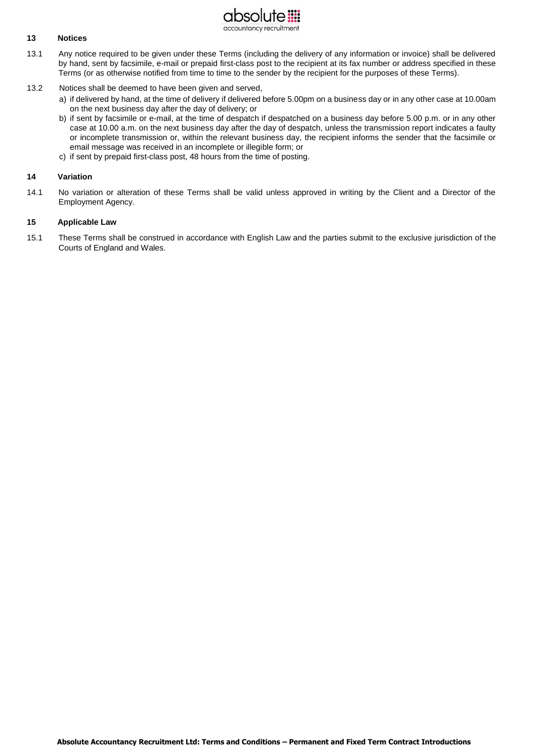## 13 Notices

13.1 Any notice required to be given under these Terms (including the delivery of any information or invoice) shall be delivered by hand, sent by facsimile, e-mail or prepaid first-class post to the recipient at its fax number or address specified in these Terms (or as otherwise notified from time to time to the sender by the recipient for the purposes of these Terms).

13.2 Notices shall be deemed to have been given and served,

a) if delivered by hand, at the time of delivery if delivered before 5.00pm on a business day or in any other case at 10.00am on the next business day after the day of delivery; or

b) if sent by facsimile or e-mail, at the time of despatch if despatched on a business day before 5.00 p.m. or in any other case at 10.00 a.m. on the next business day after the day of despatch, unless the transmission report indicates a faulty or incomplete transmission or, within the relevant business day, the recipient informs the sender that the facsimile or email message was received in an incomplete or illegible form; or

c) if sent by prepaid first-class post, 48 hours from the time of posting.

## 14 Variation

14.1 No variation or alteration of these Terms shall be valid unless approved in writing by the Client and a Director of the Employment Agency.

## 15 Applicable Law

15.1 These Terms shall be construed in accordance with English Law and the parties submit to the exclusive jurisdiction of the Courts of England and Wales.